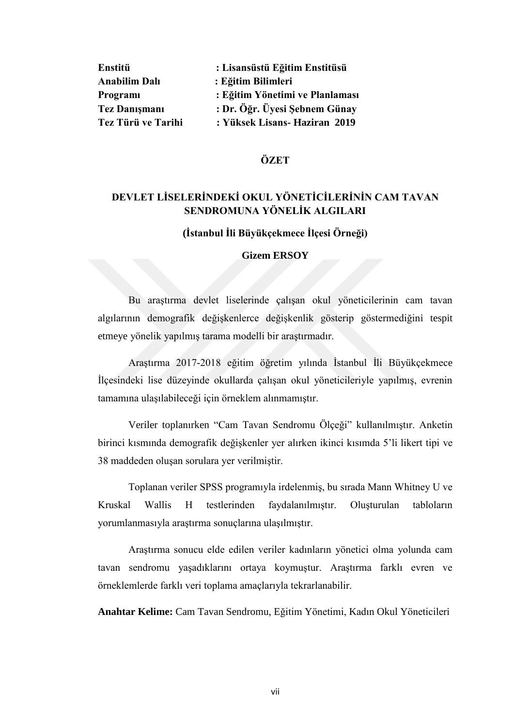**Enstitü** : **Lisansüstü Eğitim Enstitüsü**
**Anabilim Dalı** : **Eğitim Bilimleri**
**Programı** : **Eğitim Yönetimi ve Planlaması**
**Tez Danışmanı** : **Dr. Öğr. Üyesi Şebnem Günay**
**Tez Türü ve Tarihi** : **Yüksek Lisans- Haziran 2019**

## ÖZET

## DEVLET LİSELERİNDEKİ OKUL YÖNETİCİLERİNİN CAM TAVAN SENDROMUNA YÖNELİK ALGILARI

**(İstanbul İli Büyükçekmece İlçesi Örneği)**

**Gizem ERSOY**

Bu araştırma devlet liselerinde çalışan okul yöneticilerinin cam tavan algılarının demografik değişkenlerce değişkenlik gösterip göstermediğini tespit etmeye yönelik yapılmış tarama modelli bir araştırmadır.

Araştırma 2017-2018 eğitim öğretim yılında İstanbul İli Büyükçekmece İlçesindeki lise düzeyinde okullarda çalışan okul yöneticileriyle yapılmış, evrenin tamamına ulaşılabileceği için örneklem alınmamıştır.

Veriler toplanırken "Cam Tavan Sendromu Ölçeği" kullanılmıştır. Anketin birinci kısmında demografik değişkenler yer alırken ikinci kısımda 5'li likert tipi ve 38 maddeden oluşan sorulara yer verilmiştir.

Toplanan veriler SPSS programıyla irdelenmiş, bu sırada Mann Whitney U ve Kruskal Wallis H testlerinden faydalanılmıştır. Oluşturulan tabloların yorumlanmasıyla araştırma sonuçlarına ulaşılmıştır.

Araştırma sonucu elde edilen veriler kadınların yönetici olma yolunda cam tavan sendromu yaşadıklarını ortaya koymuştur. Araştırma farklı evren ve örneklemlerde farklı veri toplama amaçlarıyla tekrarlanabilir.

**Anahtar Kelime:** Cam Tavan Sendromu, Eğitim Yönetimi, Kadın Okul Yöneticileri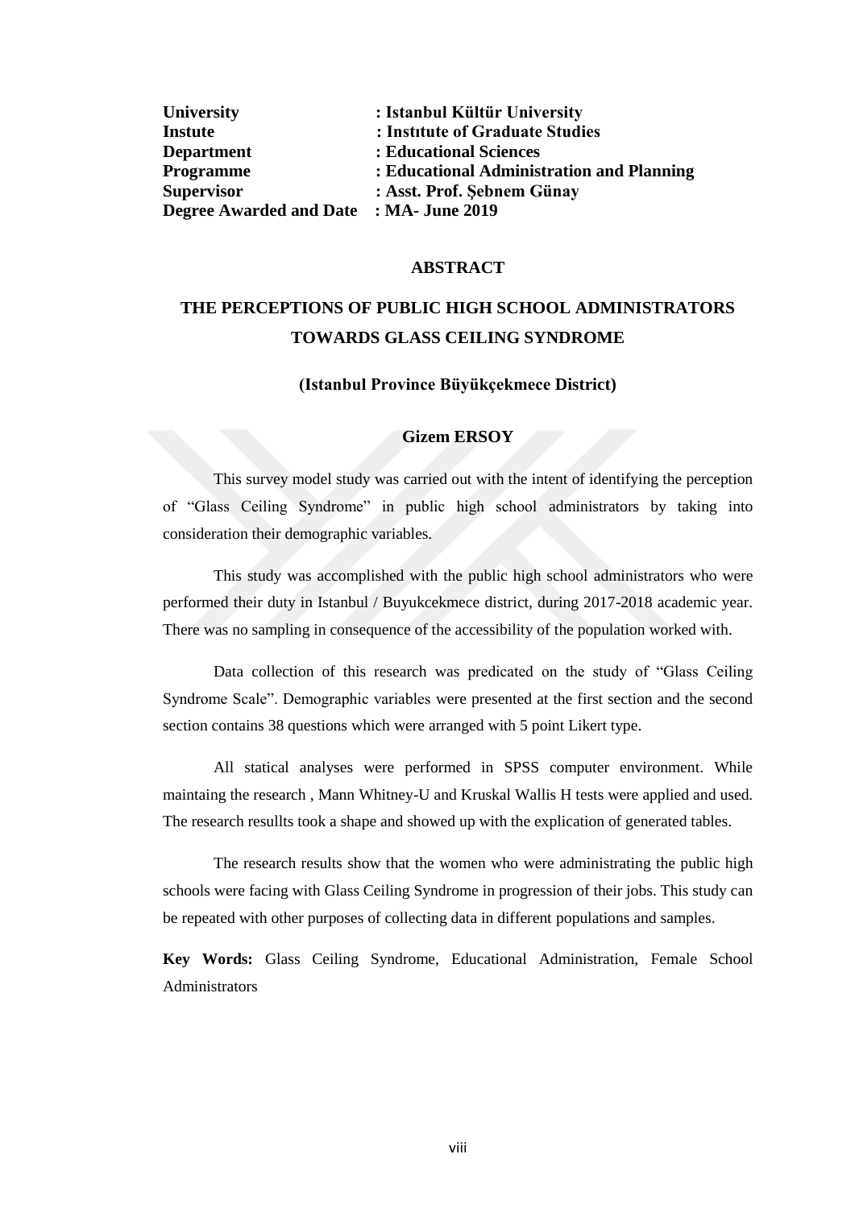**University** : **Istanbul Kültür University**
**Instute** : **Instıtute of Graduate Studies**
**Department** : **Educational Sciences**
**Programme** : **Educational Administration and Planning**
**Supervisor** : **Asst. Prof. Şebnem Günay**
**Degree Awarded and Date** : **MA- June 2019**

## ABSTRACT

# THE PERCEPTIONS OF PUBLIC HIGH SCHOOL ADMINISTRATORS TOWARDS GLASS CEILING SYNDROME

### (Istanbul Province Büyükçekmece District)

**Gizem ERSOY**

This survey model study was carried out with the intent of identifying the perception of "Glass Ceiling Syndrome" in public high school administrators by taking into consideration their demographic variables.

This study was accomplished with the public high school administrators who were performed their duty in Istanbul / Buyukcekmece district, during 2017-2018 academic year. There was no sampling in consequence of the accessibility of the population worked with.

Data collection of this research was predicated on the study of "Glass Ceiling Syndrome Scale". Demographic variables were presented at the first section and the second section contains 38 questions which were arranged with 5 point Likert type.

All statical analyses were performed in SPSS computer environment. While maintaing the research , Mann Whitney-U and Kruskal Wallis H tests were applied and used. The research resullts took a shape and showed up with the explication of generated tables.

The research results show that the women who were administrating the public high schools were facing with Glass Ceiling Syndrome in progression of their jobs. This study can be repeated with other purposes of collecting data in different populations and samples.

**Key Words:** Glass Ceiling Syndrome, Educational Administration, Female School Administrators